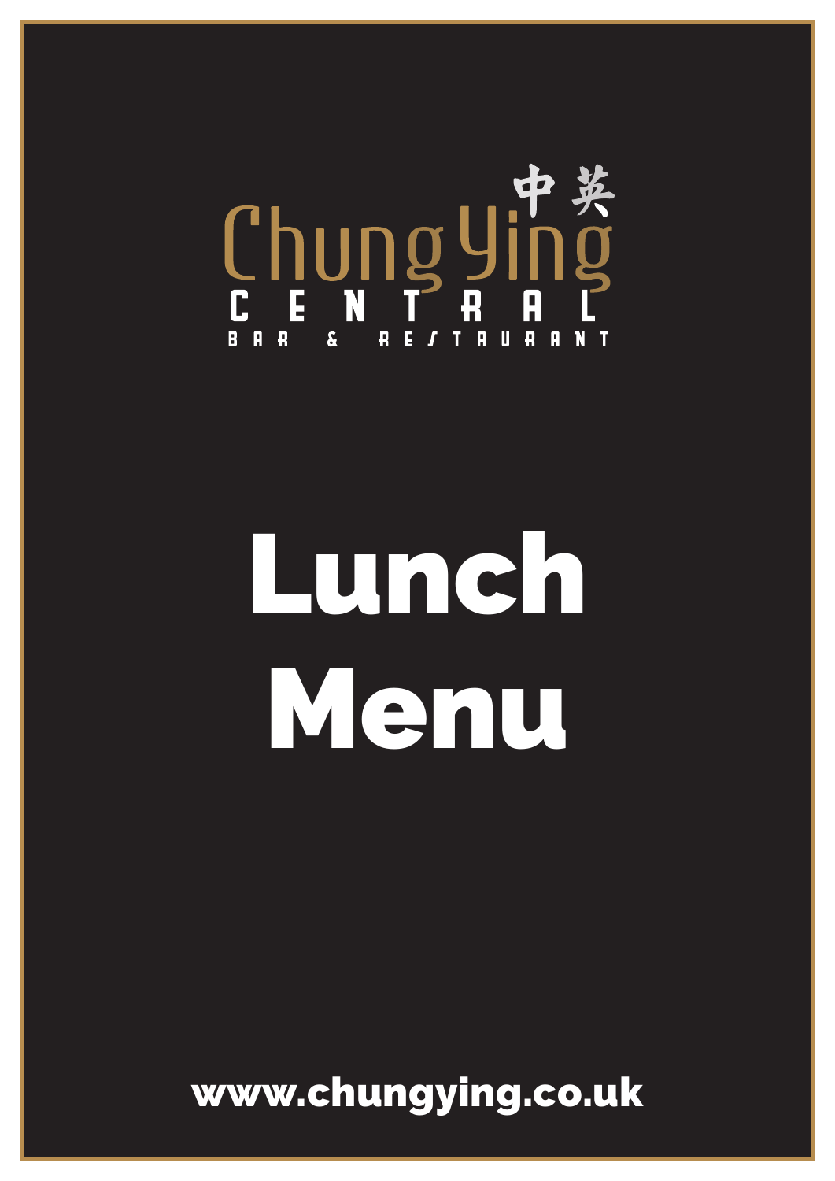中英

Chung Ying

CENTRAL

BAR & RESTAURANT

# Lunch Menu

www.chungying.co.uk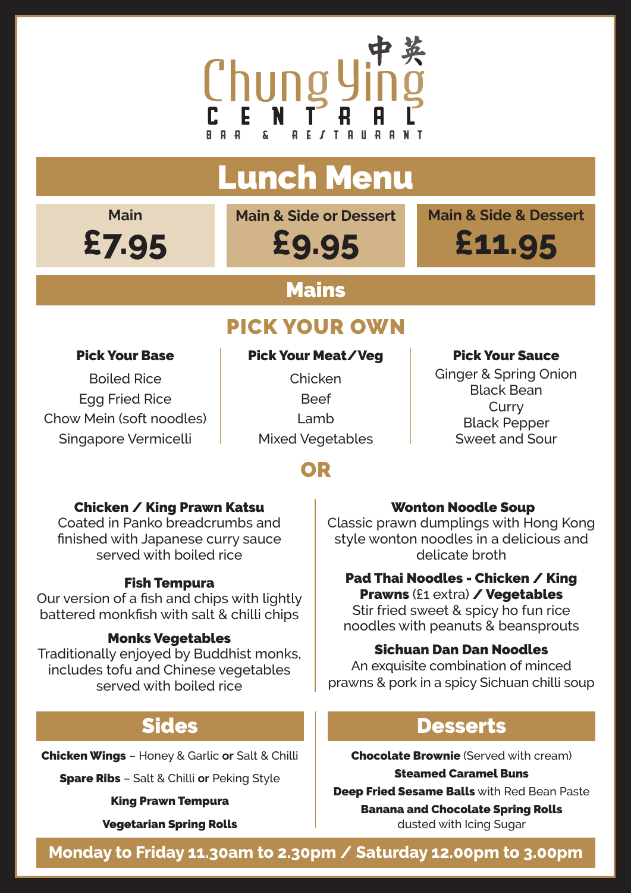# Chung Ying 中英 CENTRAL

BAR & RESTAURANT

## Lunch Menu

| Main | Main & Side or Dessert | Main & Side & Dessert |
|---|---|---|
| £7.95 | £9.95 | £11.95 |

## Mains

### PICK YOUR OWN

**Pick Your Base**

Boiled Rice
Egg Fried Rice
Chow Mein (soft noodles)
Singapore Vermicelli

**Pick Your Meat/Veg**

Chicken
Beef
Lamb
Mixed Vegetables

**Pick Your Sauce**

Ginger & Spring Onion
Black Bean
Curry
Black Pepper
Sweet and Sour

### OR

**Chicken / King Prawn Katsu**
Coated in Panko breadcrumbs and finished with Japanese curry sauce served with boiled rice

**Fish Tempura**
Our version of a fish and chips with lightly battered monkfish with salt & chilli chips

**Monks Vegetables**
Traditionally enjoyed by Buddhist monks, includes tofu and Chinese vegetables served with boiled rice

**Wonton Noodle Soup**
Classic prawn dumplings with Hong Kong style wonton noodles in a delicious and delicate broth

**Pad Thai Noodles - Chicken / King Prawns** (£1 extra) **/ Vegetables**
Stir fried sweet & spicy ho fun rice noodles with peanuts & beansprouts

**Sichuan Dan Dan Noodles**
An exquisite combination of minced prawns & pork in a spicy Sichuan chilli soup

## Sides

**Chicken Wings** – Honey & Garlic **or** Salt & Chilli

**Spare Ribs** – Salt & Chilli **or** Peking Style

**King Prawn Tempura**

**Vegetarian Spring Rolls**

## Desserts

**Chocolate Brownie** (Served with cream)

**Steamed Caramel Buns**

**Deep Fried Sesame Balls** with Red Bean Paste

**Banana and Chocolate Spring Rolls** dusted with Icing Sugar

**Monday to Friday 11.30am to 2.30pm / Saturday 12.00pm to 3.00pm**